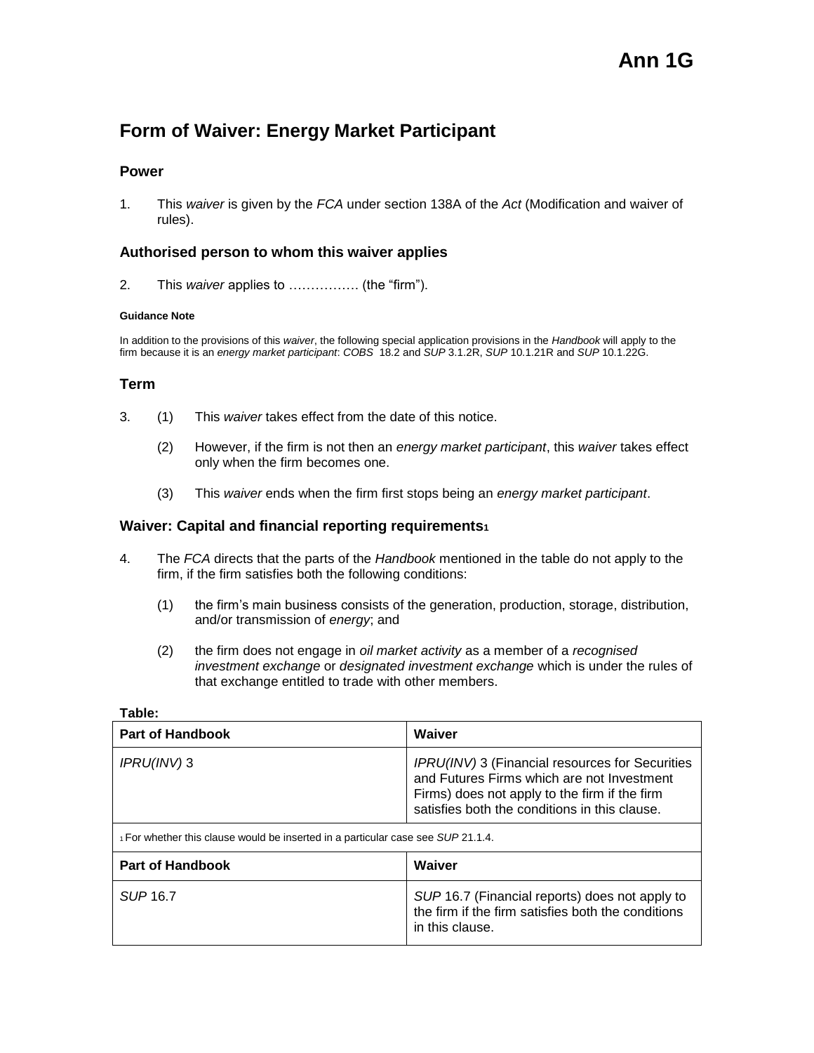# Ann 1G

## Form of Waiver: Energy Market Participant

### Power

1. This *waiver* is given by the *FCA* under section 138A of the *Act* (Modification and waiver of rules).

### Authorised person to whom this waiver applies

2. This *waiver* applies to ……………. (the "firm").

**Guidance Note**

In addition to the provisions of this *waiver*, the following special application provisions in the *Handbook* will apply to the firm because it is an *energy market participant*: *COBS* 18.2 and *SUP* 3.1.2R, *SUP* 10.1.21R and *SUP* 10.1.22G.

### Term

3. (1) This *waiver* takes effect from the date of this notice.

   (2) However, if the firm is not then an *energy market participant*, this *waiver* takes effect only when the firm becomes one.

   (3) This *waiver* ends when the firm first stops being an *energy market participant*.

### Waiver: Capital and financial reporting requirements[1]

4. The *FCA* directs that the parts of the *Handbook* mentioned in the table do not apply to the firm, if the firm satisfies both the following conditions:

   (1) the firm's main business consists of the generation, production, storage, distribution, and/or transmission of *energy*; and

   (2) the firm does not engage in *oil market activity* as a member of a *recognised investment exchange* or *designated investment exchange* which is under the rules of that exchange entitled to trade with other members.

**Table:**

| Part of Handbook | Waiver |
|---|---|
| *IPRU(INV)* 3 | *IPRU(INV)* 3 (Financial resources for Securities and Futures Firms which are not Investment Firms) does not apply to the firm if the firm satisfies both the conditions in this clause. |
| *SUP* 16.7 | *SUP* 16.7 (Financial reports) does not apply to the firm if the firm satisfies both the conditions in this clause. |

[1] For whether this clause would be inserted in a particular case see *SUP* 21.1.4.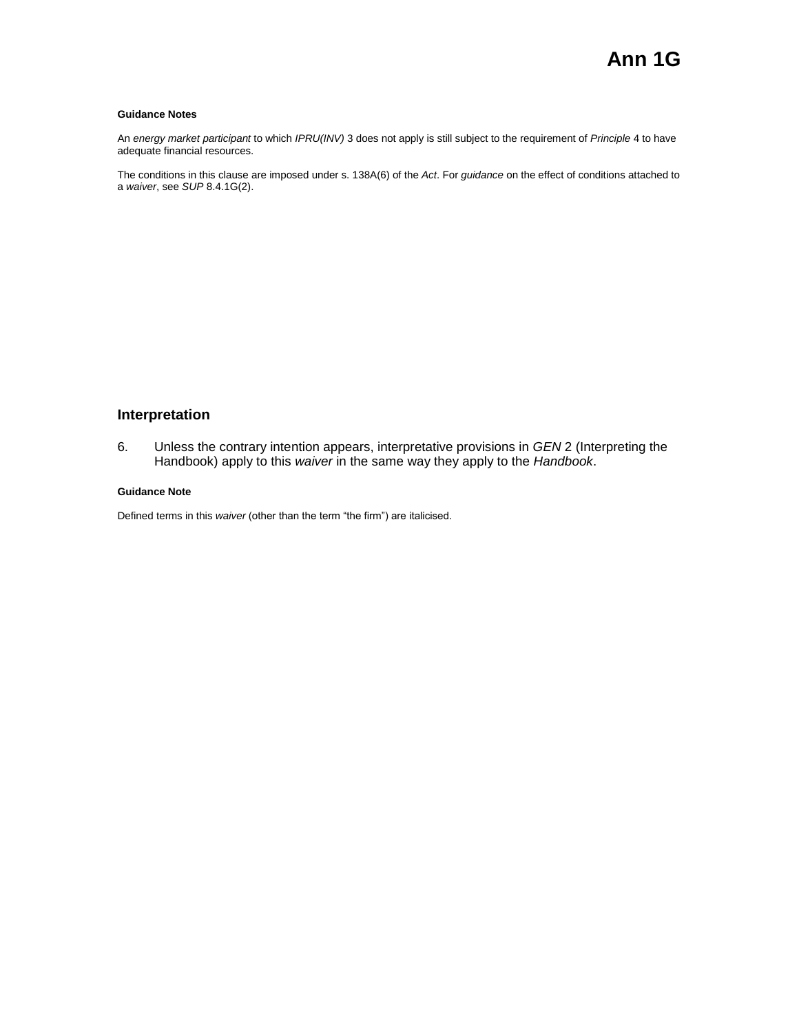# Ann 1G

**Guidance Notes**

An *energy market participant* to which *IPRU(INV)* 3 does not apply is still subject to the requirement of *Principle* 4 to have adequate financial resources.

The conditions in this clause are imposed under s. 138A(6) of the *Act*. For *guidance* on the effect of conditions attached to a *waiver*, see *SUP* 8.4.1G(2).

## Interpretation

6. Unless the contrary intention appears, interpretative provisions in *GEN* 2 (Interpreting the Handbook) apply to this *waiver* in the same way they apply to the *Handbook*.

**Guidance Note**

Defined terms in this *waiver* (other than the term "the firm") are italicised.